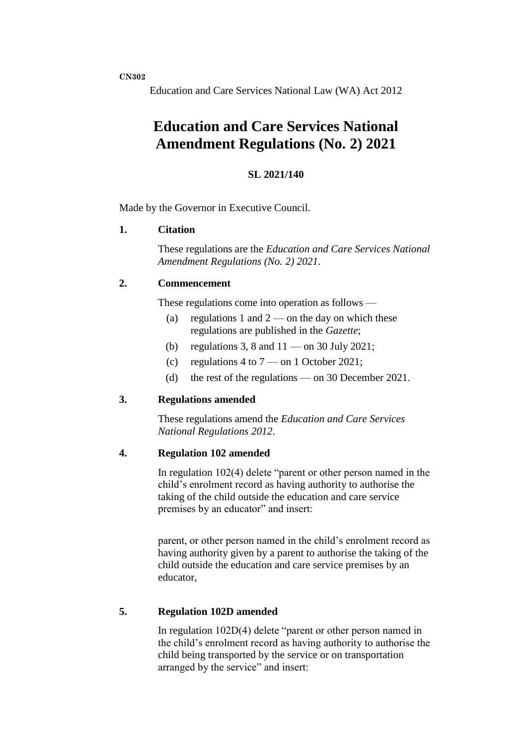**CN302**

Education and Care Services National Law (WA) Act 2012

# Education and Care Services National Amendment Regulations (No. 2) 2021

**SL 2021/140**

Made by the Governor in Executive Council.

### 1. Citation

These regulations are the *Education and Care Services National Amendment Regulations (No. 2) 2021*.

### 2. Commencement

These regulations come into operation as follows —

(a) regulations 1 and 2 — on the day on which these regulations are published in the *Gazette*;

(b) regulations 3, 8 and 11 — on 30 July 2021;

(c) regulations 4 to 7 — on 1 October 2021;

(d) the rest of the regulations — on 30 December 2021.

### 3. Regulations amended

These regulations amend the *Education and Care Services National Regulations 2012*.

### 4. Regulation 102 amended

In regulation 102(4) delete "parent or other person named in the child's enrolment record as having authority to authorise the taking of the child outside the education and care service premises by an educator" and insert:

parent, or other person named in the child's enrolment record as having authority given by a parent to authorise the taking of the child outside the education and care service premises by an educator,

### 5. Regulation 102D amended

In regulation 102D(4) delete "parent or other person named in the child's enrolment record as having authority to authorise the child being transported by the service or on transportation arranged by the service" and insert: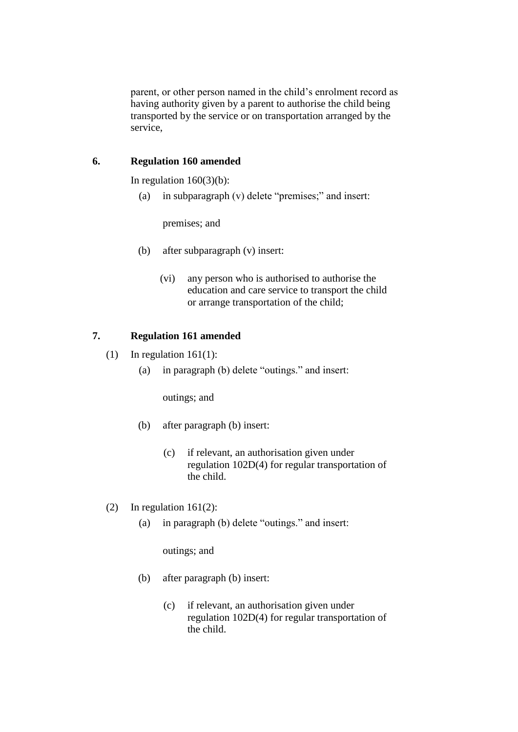parent, or other person named in the child's enrolment record as having authority given by a parent to authorise the child being transported by the service or on transportation arranged by the service,

### 6. Regulation 160 amended

In regulation 160(3)(b):

(a) in subparagraph (v) delete "premises;" and insert:

premises; and

(b) after subparagraph (v) insert:

(vi) any person who is authorised to authorise the education and care service to transport the child or arrange transportation of the child;

### 7. Regulation 161 amended

(1) In regulation 161(1):

(a) in paragraph (b) delete "outings." and insert:

outings; and

(b) after paragraph (b) insert:

(c) if relevant, an authorisation given under regulation 102D(4) for regular transportation of the child.

(2) In regulation 161(2):

(a) in paragraph (b) delete "outings." and insert:

outings; and

(b) after paragraph (b) insert:

(c) if relevant, an authorisation given under regulation 102D(4) for regular transportation of the child.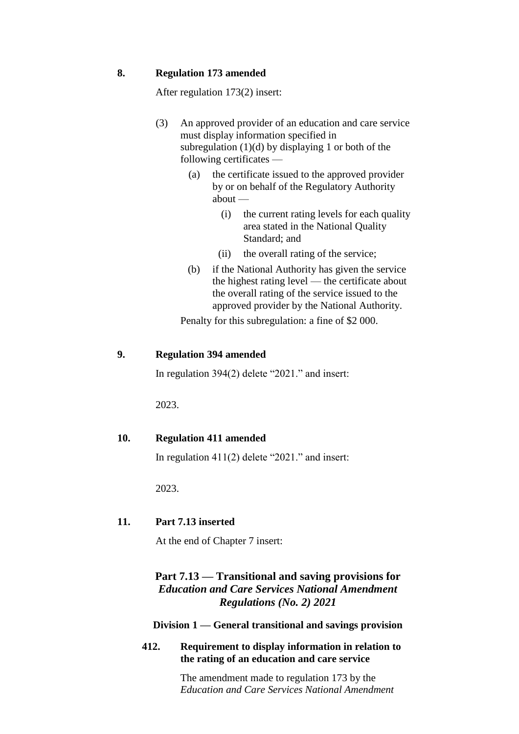**8. Regulation 173 amended**

After regulation 173(2) insert:

(3) An approved provider of an education and care service must display information specified in subregulation (1)(d) by displaying 1 or both of the following certificates —

(a) the certificate issued to the approved provider by or on behalf of the Regulatory Authority about —

(i) the current rating levels for each quality area stated in the National Quality Standard; and

(ii) the overall rating of the service;

(b) if the National Authority has given the service the highest rating level — the certificate about the overall rating of the service issued to the approved provider by the National Authority.

Penalty for this subregulation: a fine of $2 000.

**9. Regulation 394 amended**

In regulation 394(2) delete "2021." and insert:

2023.

**10. Regulation 411 amended**

In regulation 411(2) delete "2021." and insert:

2023.

**11. Part 7.13 inserted**

At the end of Chapter 7 insert:

## Part 7.13 — Transitional and saving provisions for *Education and Care Services National Amendment Regulations (No. 2) 2021*

### Division 1 — General transitional and savings provision

**412. Requirement to display information in relation to the rating of an education and care service**

The amendment made to regulation 173 by the *Education and Care Services National Amendment*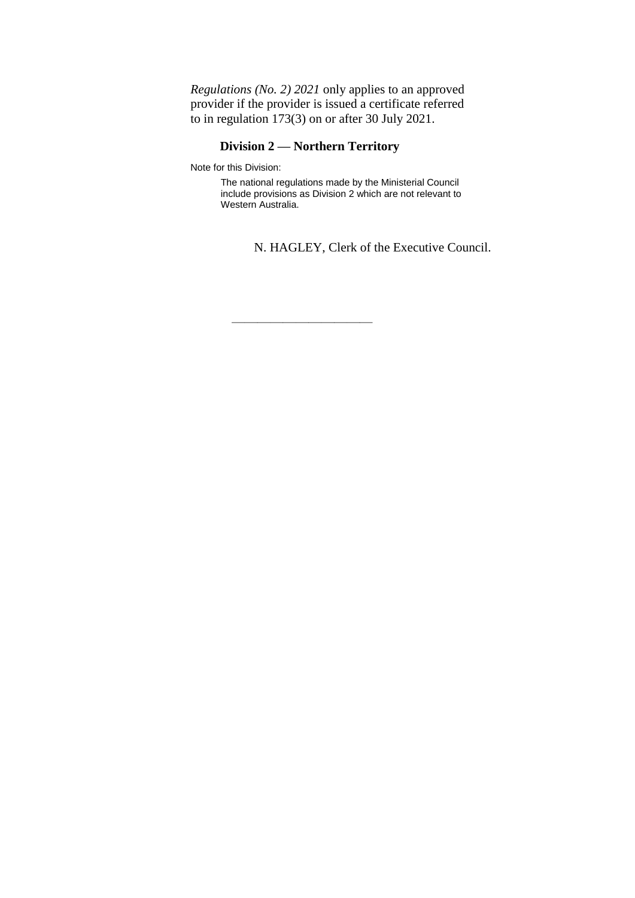*Regulations (No. 2) 2021* only applies to an approved provider if the provider is issued a certificate referred to in regulation 173(3) on or after 30 July 2021.

### Division 2 — Northern Territory

Note for this Division:

> The national regulations made by the Ministerial Council include provisions as Division 2 which are not relevant to Western Australia.

N. HAGLEY, Clerk of the Executive Council.

---